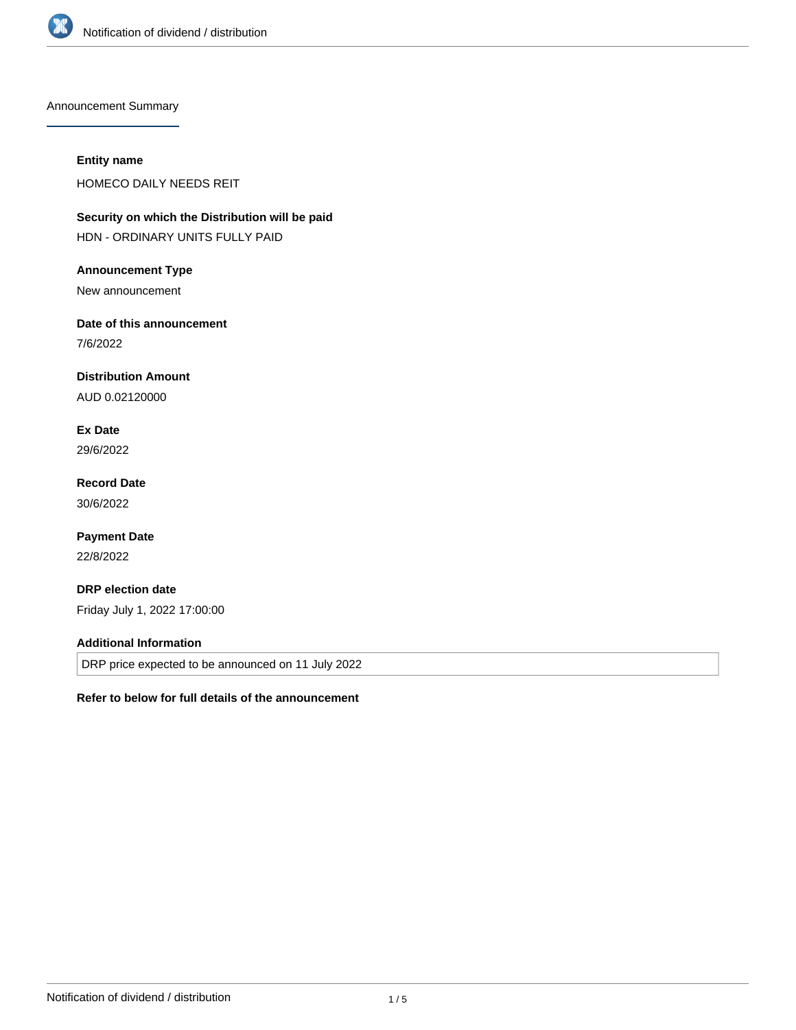## Announcement Summary

**Entity name**

HOMECO DAILY NEEDS REIT

**Security on which the Distribution will be paid**

HDN - ORDINARY UNITS FULLY PAID

**Announcement Type**

New announcement

**Date of this announcement**

7/6/2022

**Distribution Amount**

AUD 0.02120000

**Ex Date**

29/6/2022

**Record Date**

30/6/2022

**Payment Date**

22/8/2022

**DRP election date**

Friday July 1, 2022 17:00:00

**Additional Information**

DRP price expected to be announced on 11 July 2022

**Refer to below for full details of the announcement**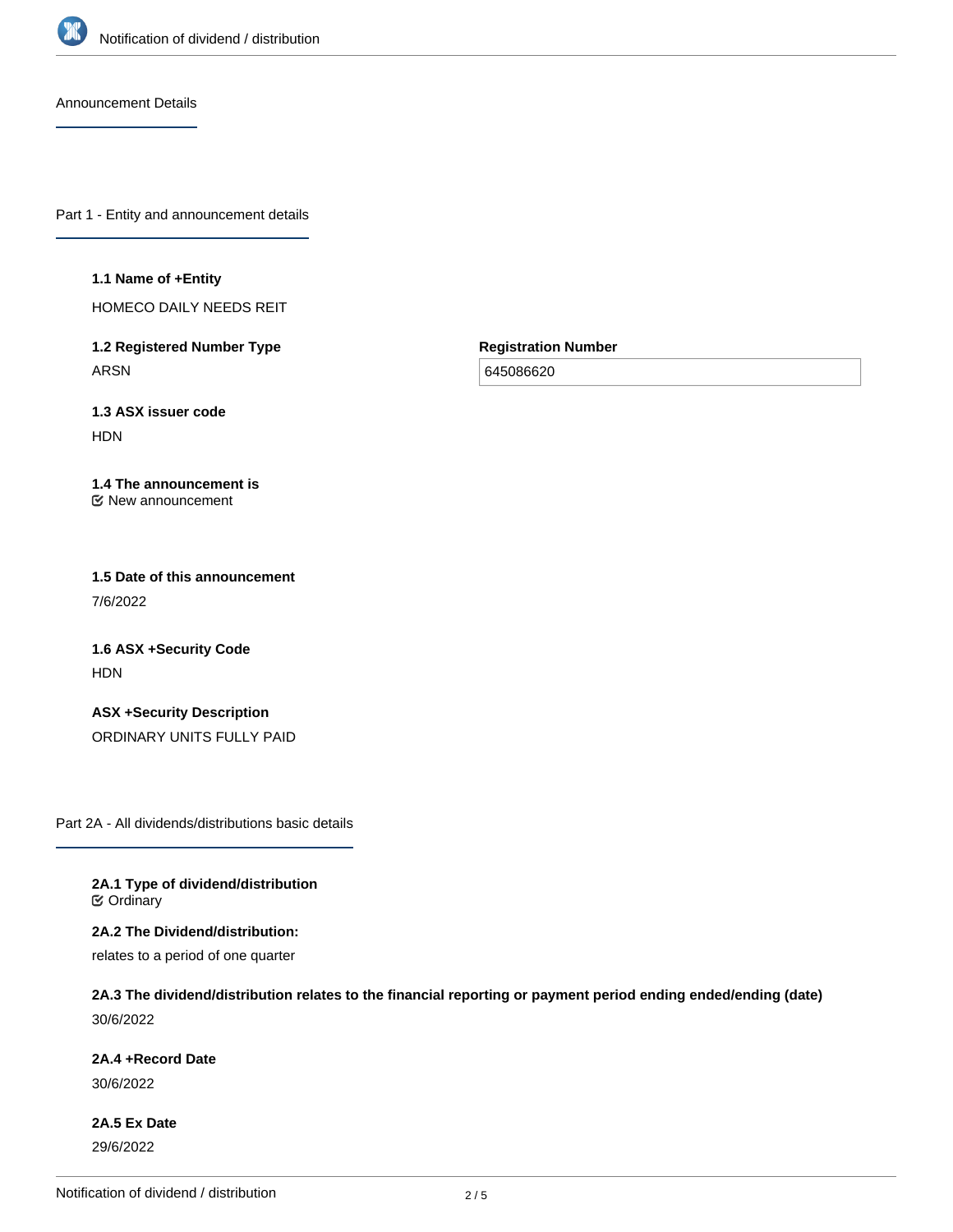Announcement Details

## Part 1 - Entity and announcement details

**1.1 Name of +Entity**

HOMECO DAILY NEEDS REIT

**1.2 Registered Number Type**

ARSN

**Registration Number**

645086620

**1.3 ASX issuer code**

HDN

**1.4 The announcement is**

New announcement

**1.5 Date of this announcement**

7/6/2022

**1.6 ASX +Security Code**

HDN

**ASX +Security Description**

ORDINARY UNITS FULLY PAID

## Part 2A - All dividends/distributions basic details

**2A.1 Type of dividend/distribution**

Ordinary

**2A.2 The Dividend/distribution:**

relates to a period of one quarter

**2A.3 The dividend/distribution relates to the financial reporting or payment period ending ended/ending (date)**

30/6/2022

**2A.4 +Record Date**

30/6/2022

**2A.5 Ex Date**

29/6/2022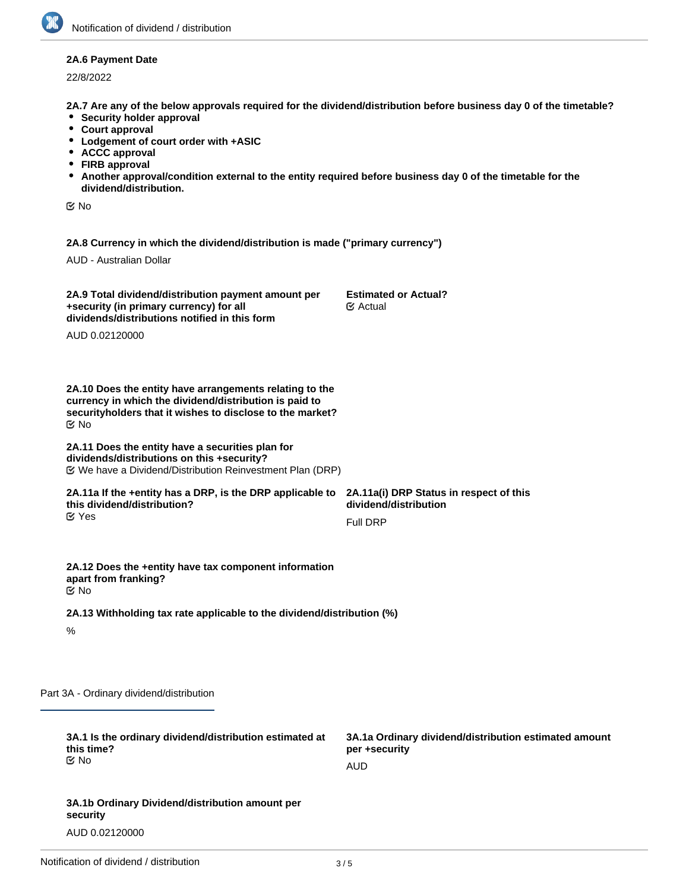**2A.6 Payment Date**

22/8/2022

**2A.7 Are any of the below approvals required for the dividend/distribution before business day 0 of the timetable?**

- **Security holder approval**
- **Court approval**
- **Lodgement of court order with +ASIC**
- **ACCC approval**
- **FIRB approval**
- **Another approval/condition external to the entity required before business day 0 of the timetable for the dividend/distribution.**

☑ No

**2A.8 Currency in which the dividend/distribution is made ("primary currency")**

AUD - Australian Dollar

**2A.9 Total dividend/distribution payment amount per +security (in primary currency) for all dividends/distributions notified in this form**

AUD 0.02120000

**Estimated or Actual?**

☑ Actual

**2A.10 Does the entity have arrangements relating to the currency in which the dividend/distribution is paid to securityholders that it wishes to disclose to the market?**

☑ No

**2A.11 Does the entity have a securities plan for dividends/distributions on this +security?**

☑ We have a Dividend/Distribution Reinvestment Plan (DRP)

**2A.11a If the +entity has a DRP, is the DRP applicable to this dividend/distribution?**

☑ Yes

**2A.11a(i) DRP Status in respect of this dividend/distribution**

Full DRP

**2A.12 Does the +entity have tax component information apart from franking?**

☑ No

**2A.13 Withholding tax rate applicable to the dividend/distribution (%)**

%

## Part 3A - Ordinary dividend/distribution

**3A.1 Is the ordinary dividend/distribution estimated at this time?**

☑ No

**3A.1a Ordinary dividend/distribution estimated amount per +security**

AUD

**3A.1b Ordinary Dividend/distribution amount per security**

AUD 0.02120000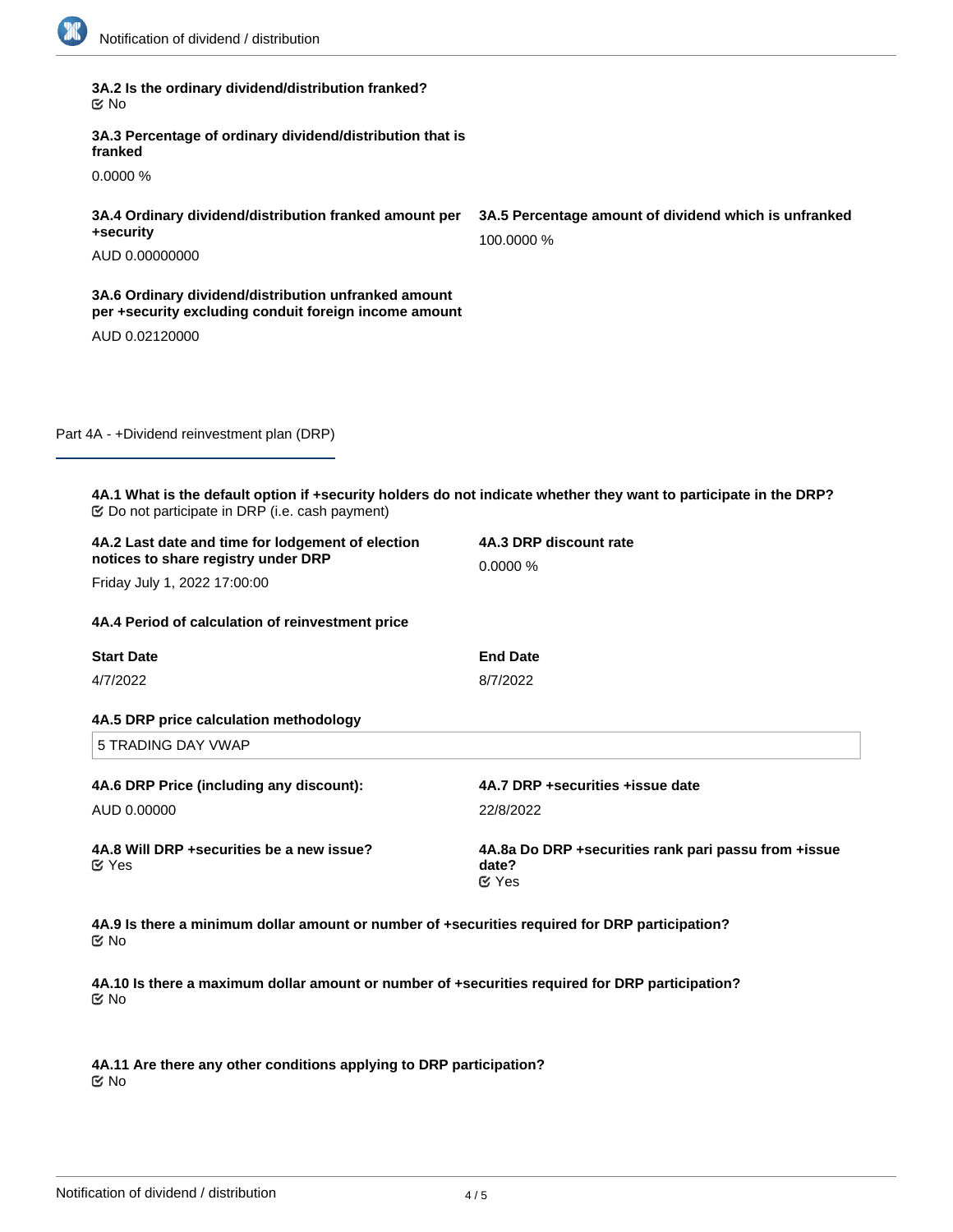**3A.2 Is the ordinary dividend/distribution franked?**
☑ No

**3A.3 Percentage of ordinary dividend/distribution that is franked**

0.0000 %

**3A.4 Ordinary dividend/distribution franked amount per +security**

AUD 0.00000000

**3A.5 Percentage amount of dividend which is unfranked**

100.0000 %

**3A.6 Ordinary dividend/distribution unfranked amount per +security excluding conduit foreign income amount**

AUD 0.02120000

## Part 4A - +Dividend reinvestment plan (DRP)

**4A.1 What is the default option if +security holders do not indicate whether they want to participate in the DRP?**
☑ Do not participate in DRP (i.e. cash payment)

**4A.2 Last date and time for lodgement of election notices to share registry under DRP**

Friday July 1, 2022 17:00:00

**4A.3 DRP discount rate**

0.0000 %

**4A.4 Period of calculation of reinvestment price**

| Start Date | End Date |
|---|---|
| 4/7/2022 | 8/7/2022 |

**4A.5 DRP price calculation methodology**

5 TRADING DAY VWAP

**4A.6 DRP Price (including any discount):**

AUD 0.00000

**4A.7 DRP +securities +issue date**

22/8/2022

**4A.8 Will DRP +securities be a new issue?**
☑ Yes

**4A.8a Do DRP +securities rank pari passu from +issue date?**
☑ Yes

**4A.9 Is there a minimum dollar amount or number of +securities required for DRP participation?**
☑ No

**4A.10 Is there a maximum dollar amount or number of +securities required for DRP participation?**
☑ No

**4A.11 Are there any other conditions applying to DRP participation?**
☑ No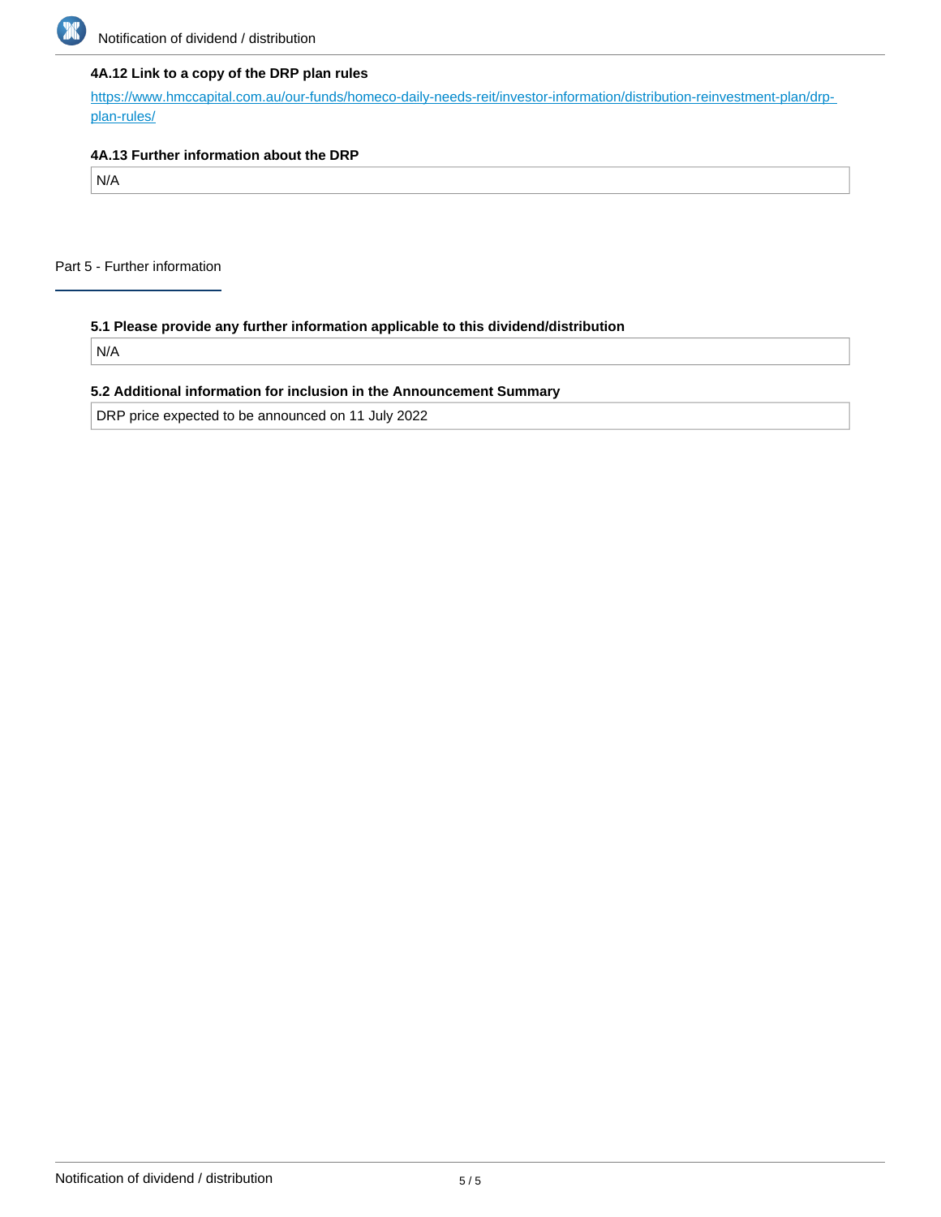#### 4A.12 Link to a copy of the DRP plan rules

https://www.hmccapital.com.au/our-funds/homeco-daily-needs-reit/investor-information/distribution-reinvestment-plan/drp-plan-rules/

#### 4A.13 Further information about the DRP

N/A

## Part 5 - Further information

#### 5.1 Please provide any further information applicable to this dividend/distribution

N/A

#### 5.2 Additional information for inclusion in the Announcement Summary

DRP price expected to be announced on 11 July 2022